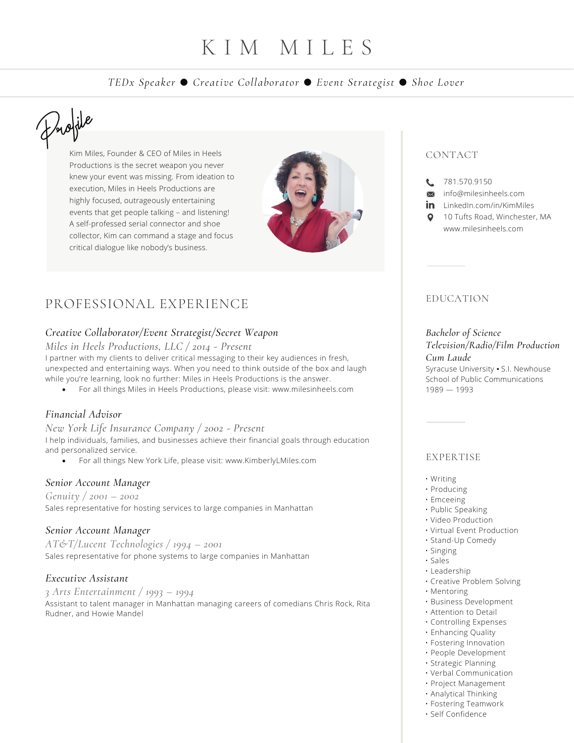# KIM MILES

*TEDx Speaker ● Creative Collaborator ● Event Strategist ● Shoe Lover*

## Profile

Kim Miles, Founder & CEO of Miles in Heels Productions is the secret weapon you never knew your event was missing. From ideation to execution, Miles in Heels Productions are highly focused, outrageously entertaining events that get people talking – and listening! A self-professed serial connector and shoe collector, Kim can command a stage and focus critical dialogue like nobody's business.

## PROFESSIONAL EXPERIENCE

### *Creative Collaborator/Event Strategist/Secret Weapon*

*Miles in Heels Productions, LLC / 2014 - Present*

I partner with my clients to deliver critical messaging to their key audiences in fresh, unexpected and entertaining ways. When you need to think outside of the box and laugh while you're learning, look no further: Miles in Heels Productions is the answer.

- For all things Miles in Heels Productions, please visit: www.milesinheels.com

### *Financial Advisor*

*New York Life Insurance Company / 2002 - Present*

I help individuals, families, and businesses achieve their financial goals through education and personalized service.

- For all things New York Life, please visit: www.KimberlyLMiles.com

### *Senior Account Manager*

*Genuity / 2001 – 2002*

Sales representative for hosting services to large companies in Manhattan

### *Senior Account Manager*

*AT&T/Lucent Technologies / 1994 – 2001*

Sales representative for phone systems to large companies in Manhattan

### *Executive Assistant*

*3 Arts Entertainment / 1993 – 1994*

Assistant to talent manager in Manhattan managing careers of comedians Chris Rock, Rita Rudner, and Howie Mandel

## CONTACT

- 781.570.9150
- info@milesinheels.com
- LinkedIn.com/in/KimMiles
- 10 Tufts Road, Winchester, MA
- www.milesinheels.com

## EDUCATION

*Bachelor of Science*
*Television/Radio/Film Production*
*Cum Laude*

Syracuse University ▪ S.I. Newhouse School of Public Communications
1989 — 1993

## EXPERTISE

- Writing
- Producing
- Emceeing
- Public Speaking
- Video Production
- Virtual Event Production
- Stand-Up Comedy
- Singing
- Sales
- Leadership
- Creative Problem Solving
- Mentoring
- Business Development
- Attention to Detail
- Controlling Expenses
- Enhancing Quality
- Fostering Innovation
- People Development
- Strategic Planning
- Verbal Communication
- Project Management
- Analytical Thinking
- Fostering Teamwork
- Self Confidence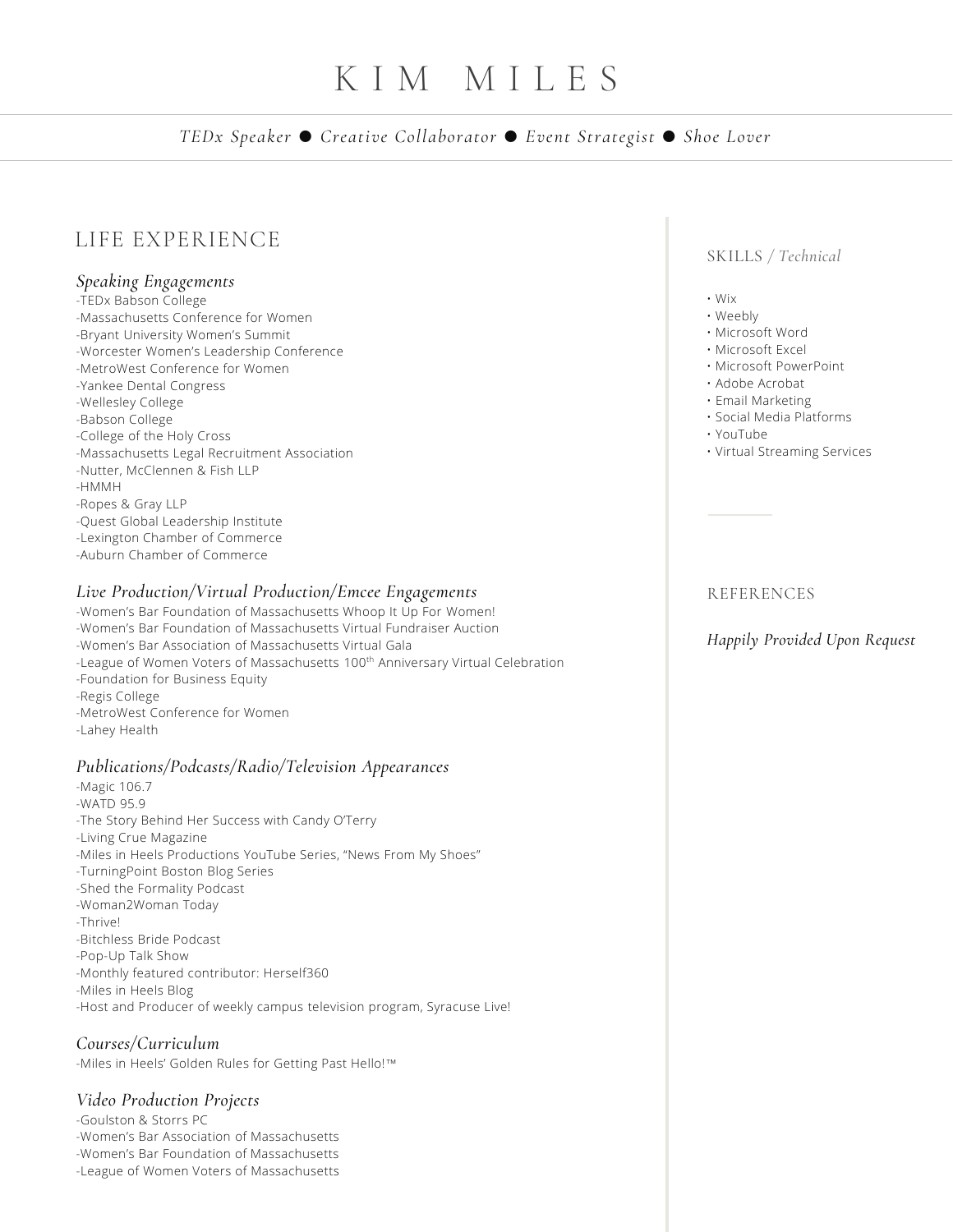# KIM MILES

*TEDx Speaker ● Creative Collaborator ● Event Strategist ● Shoe Lover*

## LIFE EXPERIENCE

### *Speaking Engagements*

-TEDx Babson College
-Massachusetts Conference for Women
-Bryant University Women's Summit
-Worcester Women's Leadership Conference
-MetroWest Conference for Women
-Yankee Dental Congress
-Wellesley College
-Babson College
-College of the Holy Cross
-Massachusetts Legal Recruitment Association
-Nutter, McClennen & Fish LLP
-HMMH
-Ropes & Gray LLP
-Quest Global Leadership Institute
-Lexington Chamber of Commerce
-Auburn Chamber of Commerce

### *Live Production/Virtual Production/Emcee Engagements*

-Women's Bar Foundation of Massachusetts Whoop It Up For Women!
-Women's Bar Foundation of Massachusetts Virtual Fundraiser Auction
-Women's Bar Association of Massachusetts Virtual Gala
-League of Women Voters of Massachusetts 100th Anniversary Virtual Celebration
-Foundation for Business Equity
-Regis College
-MetroWest Conference for Women
-Lahey Health

### *Publications/Podcasts/Radio/Television Appearances*

-Magic 106.7
-WATD 95.9
-The Story Behind Her Success with Candy O'Terry
-Living Crue Magazine
-Miles in Heels Productions YouTube Series, "News From My Shoes"
-TurningPoint Boston Blog Series
-Shed the Formality Podcast
-Woman2Woman Today
-Thrive!
-Bitchless Bride Podcast
-Pop-Up Talk Show
-Monthly featured contributor: Herself360
-Miles in Heels Blog
-Host and Producer of weekly campus television program, Syracuse Live!

### *Courses/Curriculum*

-Miles in Heels' Golden Rules for Getting Past Hello!™

### *Video Production Projects*

-Goulston & Storrs PC
-Women's Bar Association of Massachusetts
-Women's Bar Foundation of Massachusetts
-League of Women Voters of Massachusetts

## SKILLS / *Technical*

- Wix
- Weebly
- Microsoft Word
- Microsoft Excel
- Microsoft PowerPoint
- Adobe Acrobat
- Email Marketing
- Social Media Platforms
- YouTube
- Virtual Streaming Services

## REFERENCES

*Happily Provided Upon Request*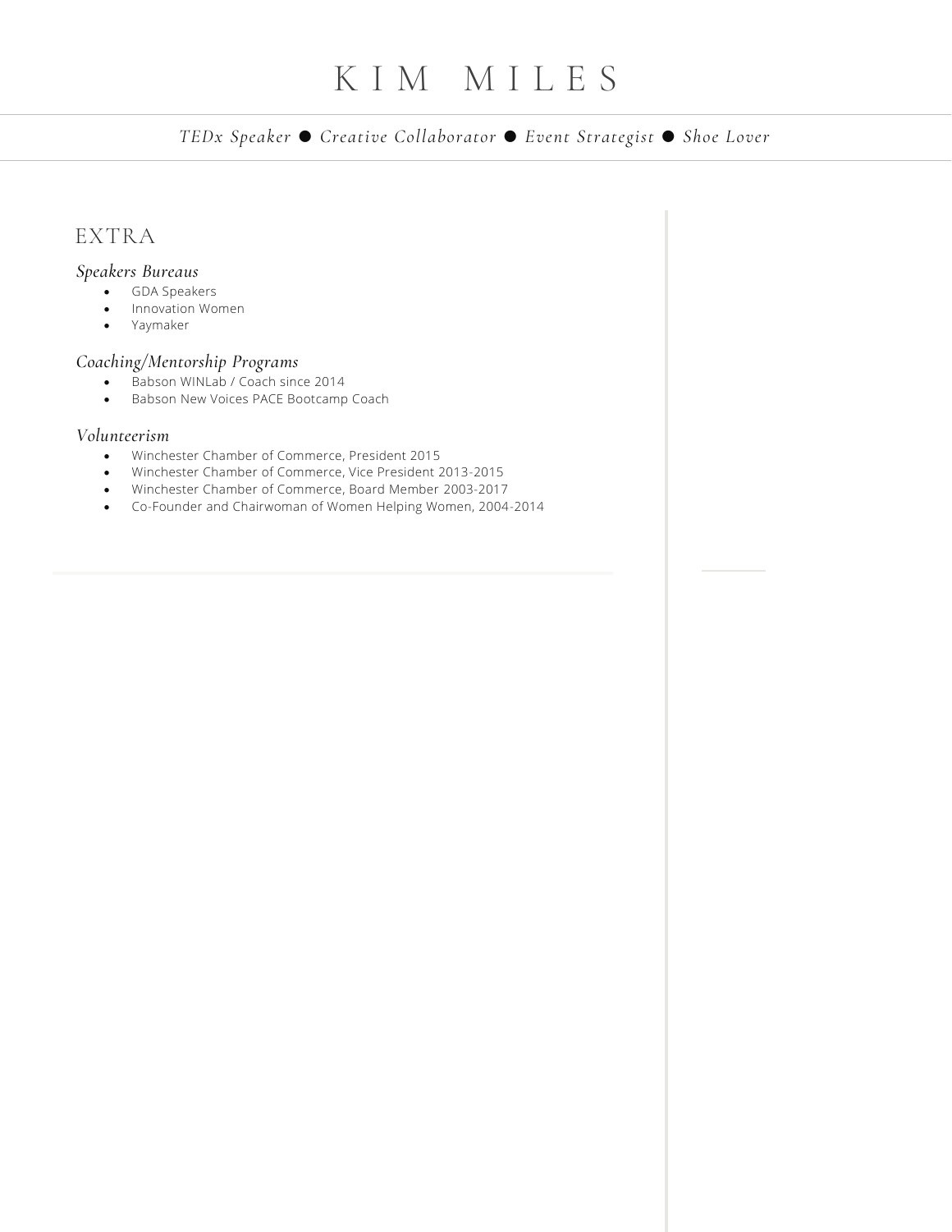# K I M   M I L E S

*TEDx Speaker ● Creative Collaborator ● Event Strategist ● Shoe Lover*

## EXTRA

### *Speakers Bureaus*

- GDA Speakers
- Innovation Women
- Yaymaker

### *Coaching/Mentorship Programs*

- Babson WINLab / Coach since 2014
- Babson New Voices PACE Bootcamp Coach

### *Volunteerism*

- Winchester Chamber of Commerce, President 2015
- Winchester Chamber of Commerce, Vice President 2013-2015
- Winchester Chamber of Commerce, Board Member 2003-2017
- Co-Founder and Chairwoman of Women Helping Women, 2004-2014